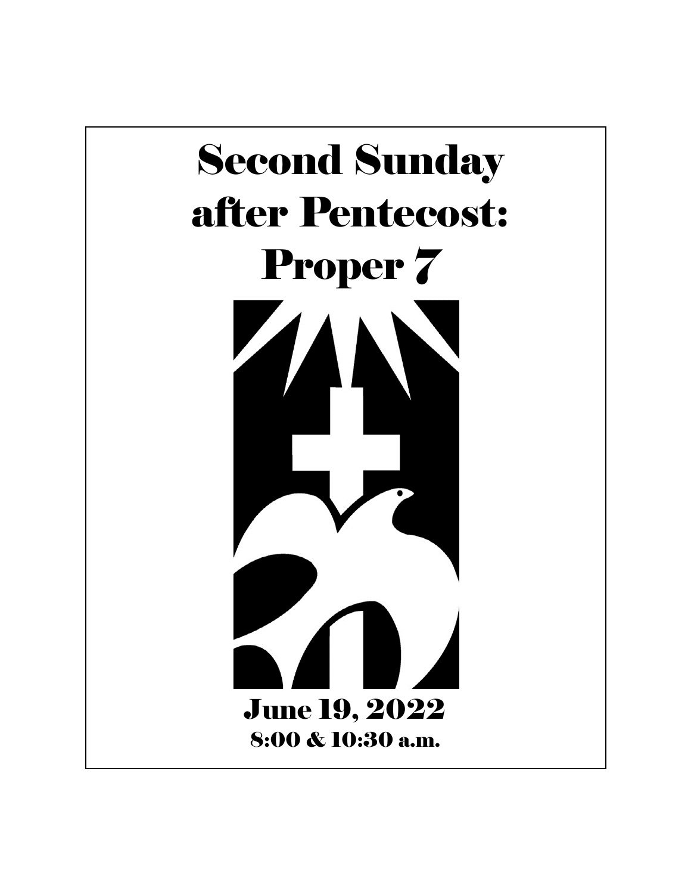# Second Sunday after Pentecost: Proper 7

June 19, 2022

8:00 & 10:30 a.m.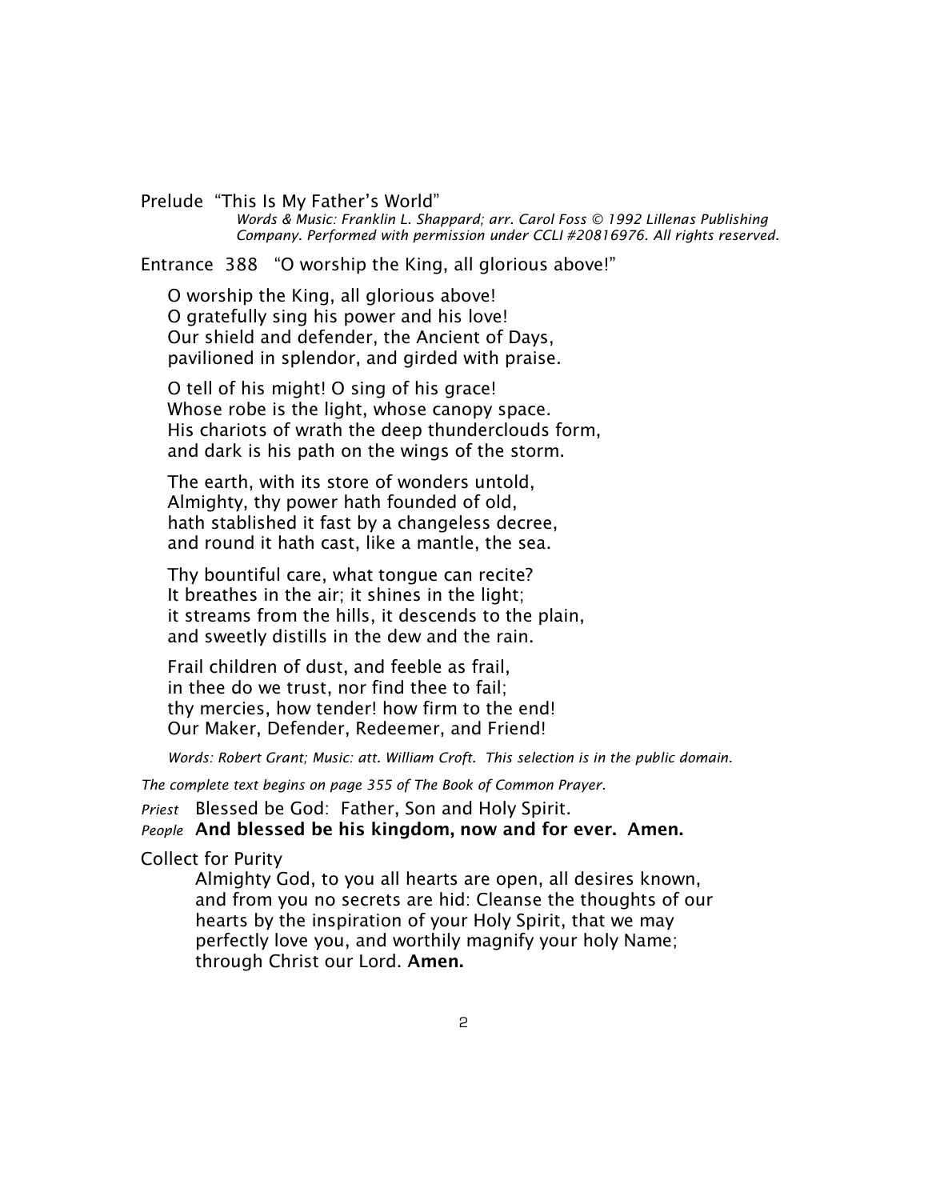Prelude "This Is My Father's World"

*Words & Music: Franklin L. Shappard; arr. Carol Foss © 1992 Lillenas Publishing Company. Performed with permission under CCLI #20816976. All rights reserved.*

Entrance 388 "O worship the King, all glorious above!"

O worship the King, all glorious above!
O gratefully sing his power and his love!
Our shield and defender, the Ancient of Days,
pavilioned in splendor, and girded with praise.

O tell of his might! O sing of his grace!
Whose robe is the light, whose canopy space.
His chariots of wrath the deep thunderclouds form,
and dark is his path on the wings of the storm.

The earth, with its store of wonders untold,
Almighty, thy power hath founded of old,
hath stablished it fast by a changeless decree,
and round it hath cast, like a mantle, the sea.

Thy bountiful care, what tongue can recite?
It breathes in the air; it shines in the light;
it streams from the hills, it descends to the plain,
and sweetly distills in the dew and the rain.

Frail children of dust, and feeble as frail,
in thee do we trust, nor find thee to fail;
thy mercies, how tender! how firm to the end!
Our Maker, Defender, Redeemer, and Friend!

*Words: Robert Grant; Music: att. William Croft. This selection is in the public domain.*

*The complete text begins on page 355 of The Book of Common Prayer.*

*Priest* Blessed be God: Father, Son and Holy Spirit.
*People* **And blessed be his kingdom, now and for ever. Amen.**

Collect for Purity

Almighty God, to you all hearts are open, all desires known, and from you no secrets are hid: Cleanse the thoughts of our hearts by the inspiration of your Holy Spirit, that we may perfectly love you, and worthily magnify your holy Name; through Christ our Lord. **Amen.**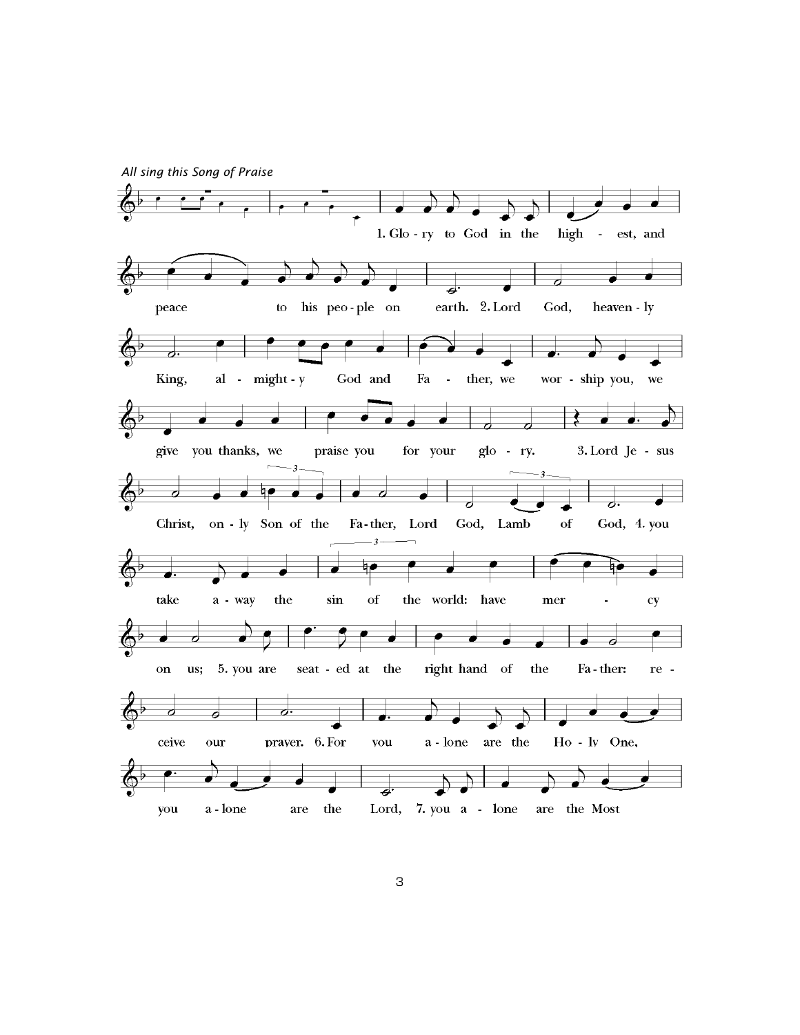*All sing this Song of Praise*

1. Glo - ry to God in the high - est, and peace to his peo - ple on earth. 2. Lord God, heaven - ly King, al - might - y God and Fa - ther, we wor - ship you, we give you thanks, we praise you for your glo - ry. 3. Lord Je - sus Christ, on - ly Son of the Fa - ther, Lord God, Lamb of God, 4. you take a - way the sin of the world: have mer - cy on us; 5. you are seat - ed at the right hand of the Fa - ther: re - ceive our prayer. 6. For you a - lone are the Ho - ly One, you a - lone are the Lord, 7. you a - lone are the Most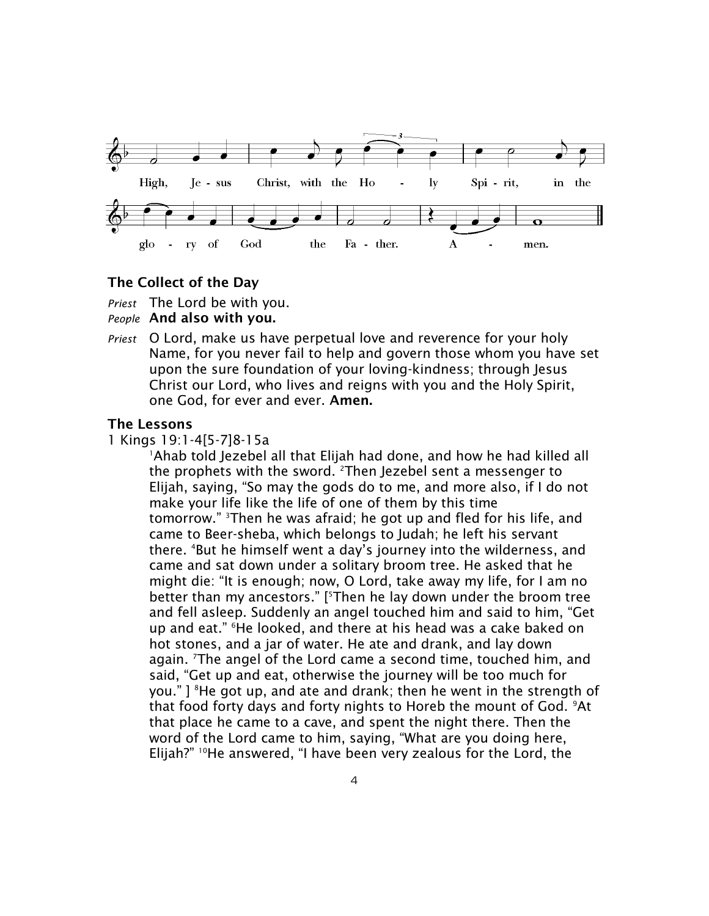High, Jesus Christ, with the Holy Spirit, in the glory of God the Father. Amen.

### The Collect of the Day

*Priest* The Lord be with you.

*People* **And also with you.**

*Priest* O Lord, make us have perpetual love and reverence for your holy Name, for you never fail to help and govern those whom you have set upon the sure foundation of your loving-kindness; through Jesus Christ our Lord, who lives and reigns with you and the Holy Spirit, one God, for ever and ever. **Amen.**

### The Lessons

1 Kings 19:1-4[5-7]8-15a

[1]Ahab told Jezebel all that Elijah had done, and how he had killed all the prophets with the sword. [2]Then Jezebel sent a messenger to Elijah, saying, "So may the gods do to me, and more also, if I do not make your life like the life of one of them by this time tomorrow." [3]Then he was afraid; he got up and fled for his life, and came to Beer-sheba, which belongs to Judah; he left his servant there. [4]But he himself went a day's journey into the wilderness, and came and sat down under a solitary broom tree. He asked that he might die: "It is enough; now, O Lord, take away my life, for I am no better than my ancestors." [[5]Then he lay down under the broom tree and fell asleep. Suddenly an angel touched him and said to him, "Get up and eat." [6]He looked, and there at his head was a cake baked on hot stones, and a jar of water. He ate and drank, and lay down again. [7]The angel of the Lord came a second time, touched him, and said, "Get up and eat, otherwise the journey will be too much for you." ] [8]He got up, and ate and drank; then he went in the strength of that food forty days and forty nights to Horeb the mount of God. [9]At that place he came to a cave, and spent the night there. Then the word of the Lord came to him, saying, "What are you doing here, Elijah?" [10]He answered, "I have been very zealous for the Lord, the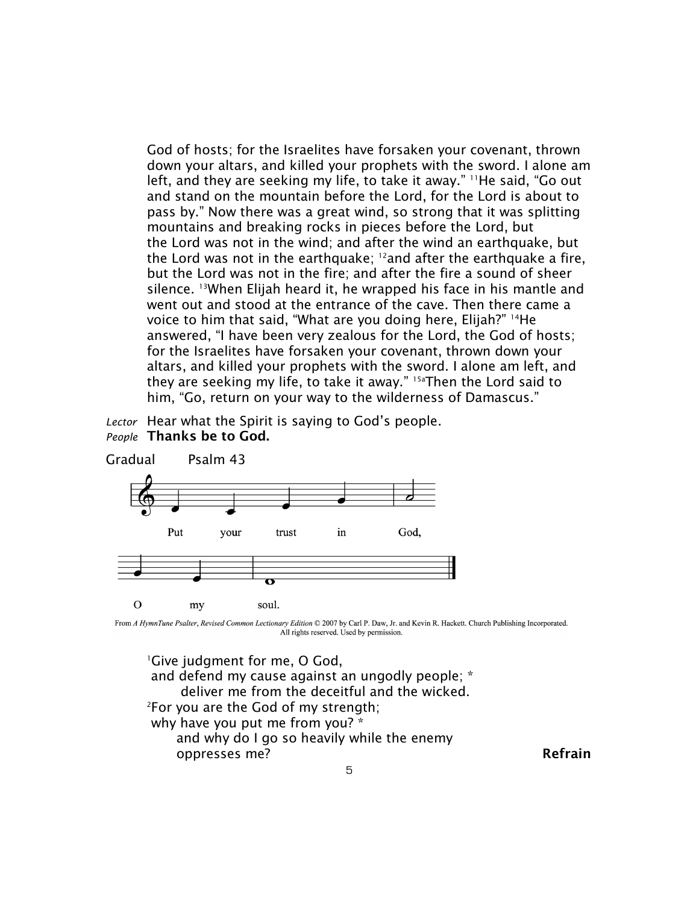God of hosts; for the Israelites have forsaken your covenant, thrown down your altars, and killed your prophets with the sword. I alone am left, and they are seeking my life, to take it away." [11]He said, "Go out and stand on the mountain before the Lord, for the Lord is about to pass by." Now there was a great wind, so strong that it was splitting mountains and breaking rocks in pieces before the Lord, but the Lord was not in the wind; and after the wind an earthquake, but the Lord was not in the earthquake; [12]and after the earthquake a fire, but the Lord was not in the fire; and after the fire a sound of sheer silence. [13]When Elijah heard it, he wrapped his face in his mantle and went out and stood at the entrance of the cave. Then there came a voice to him that said, "What are you doing here, Elijah?" [14]He answered, "I have been very zealous for the Lord, the God of hosts; for the Israelites have forsaken your covenant, thrown down your altars, and killed your prophets with the sword. I alone am left, and they are seeking my life, to take it away." [15a]Then the Lord said to him, "Go, return on your way to the wilderness of Damascus."

*Lector* Hear what the Spirit is saying to God's people.
*People* **Thanks be to God.**

Gradual Psalm 43

Put your trust in God, O my soul.

From *A HymnTune Psalter, Revised Common Lectionary Edition* © 2007 by Carl P. Daw, Jr. and Kevin R. Hackett. Church Publishing Incorporated. All rights reserved. Used by permission.

[1]Give judgment for me, O God,
and defend my cause against an ungodly people; *
deliver me from the deceitful and the wicked.
[2]For you are the God of my strength;
why have you put me from you? *
and why do I go so heavily while the enemy oppresses me? **Refrain**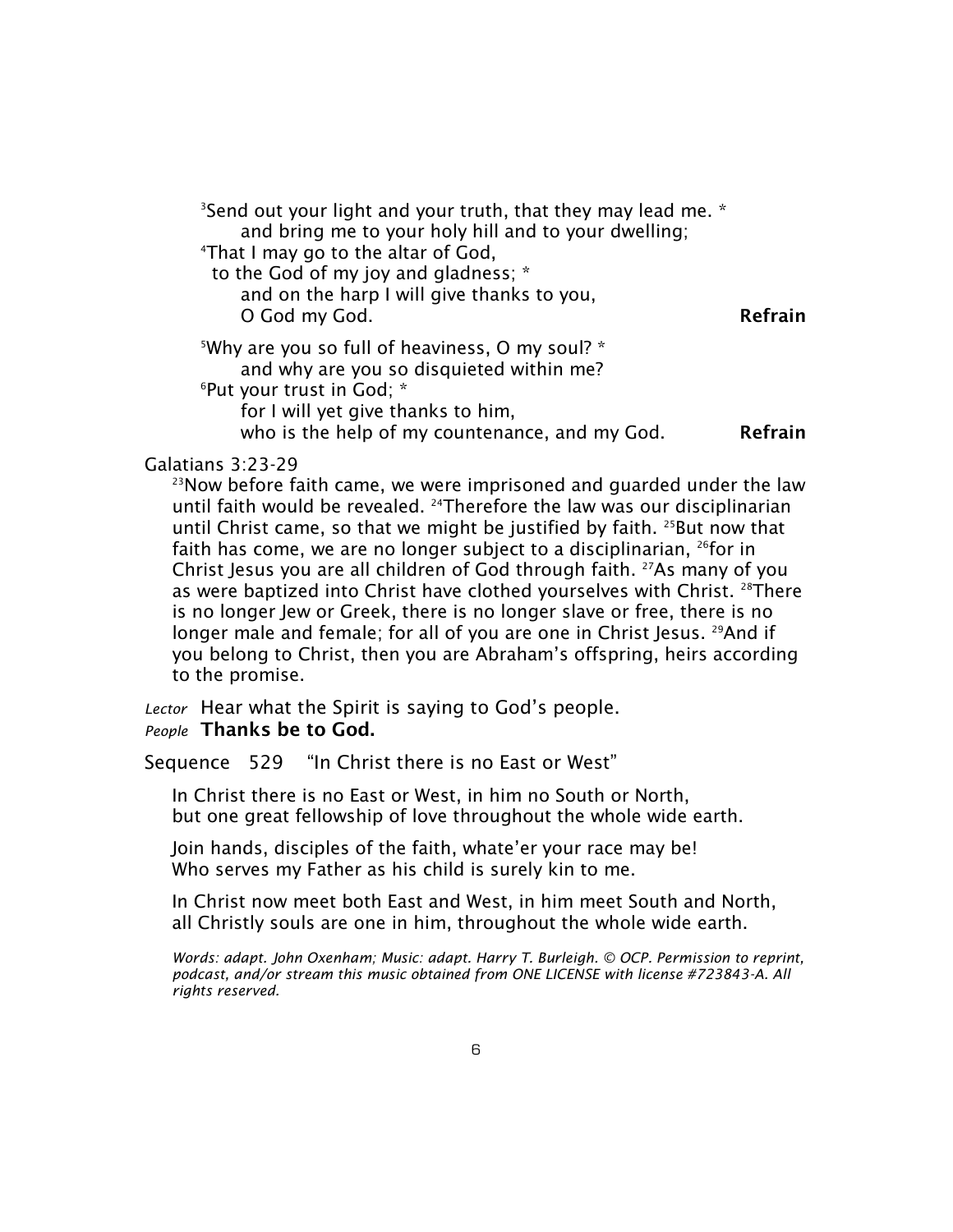[3]Send out your light and your truth, that they may lead me. *
  and bring me to your holy hill and to your dwelling;
[4]That I may go to the altar of God,
 to the God of my joy and gladness; *
  and on the harp I will give thanks to you,
  O God my God. **Refrain**

[5]Why are you so full of heaviness, O my soul? *
  and why are you so disquieted within me?
[6]Put your trust in God; *
  for I will yet give thanks to him,
  who is the help of my countenance, and my God. **Refrain**

Galatians 3:23-29

[23]Now before faith came, we were imprisoned and guarded under the law until faith would be revealed. [24]Therefore the law was our disciplinarian until Christ came, so that we might be justified by faith. [25]But now that faith has come, we are no longer subject to a disciplinarian, [26]for in Christ Jesus you are all children of God through faith. [27]As many of you as were baptized into Christ have clothed yourselves with Christ. [28]There is no longer Jew or Greek, there is no longer slave or free, there is no longer male and female; for all of you are one in Christ Jesus. [29]And if you belong to Christ, then you are Abraham's offspring, heirs according to the promise.

*Lector* Hear what the Spirit is saying to God's people.
*People* **Thanks be to God.**

Sequence 529 "In Christ there is no East or West"

In Christ there is no East or West, in him no South or North,
but one great fellowship of love throughout the whole wide earth.

Join hands, disciples of the faith, whate'er your race may be!
Who serves my Father as his child is surely kin to me.

In Christ now meet both East and West, in him meet South and North,
all Christly souls are one in him, throughout the whole wide earth.

*Words: adapt. John Oxenham; Music: adapt. Harry T. Burleigh. © OCP. Permission to reprint, podcast, and/or stream this music obtained from ONE LICENSE with license #723843-A. All rights reserved.*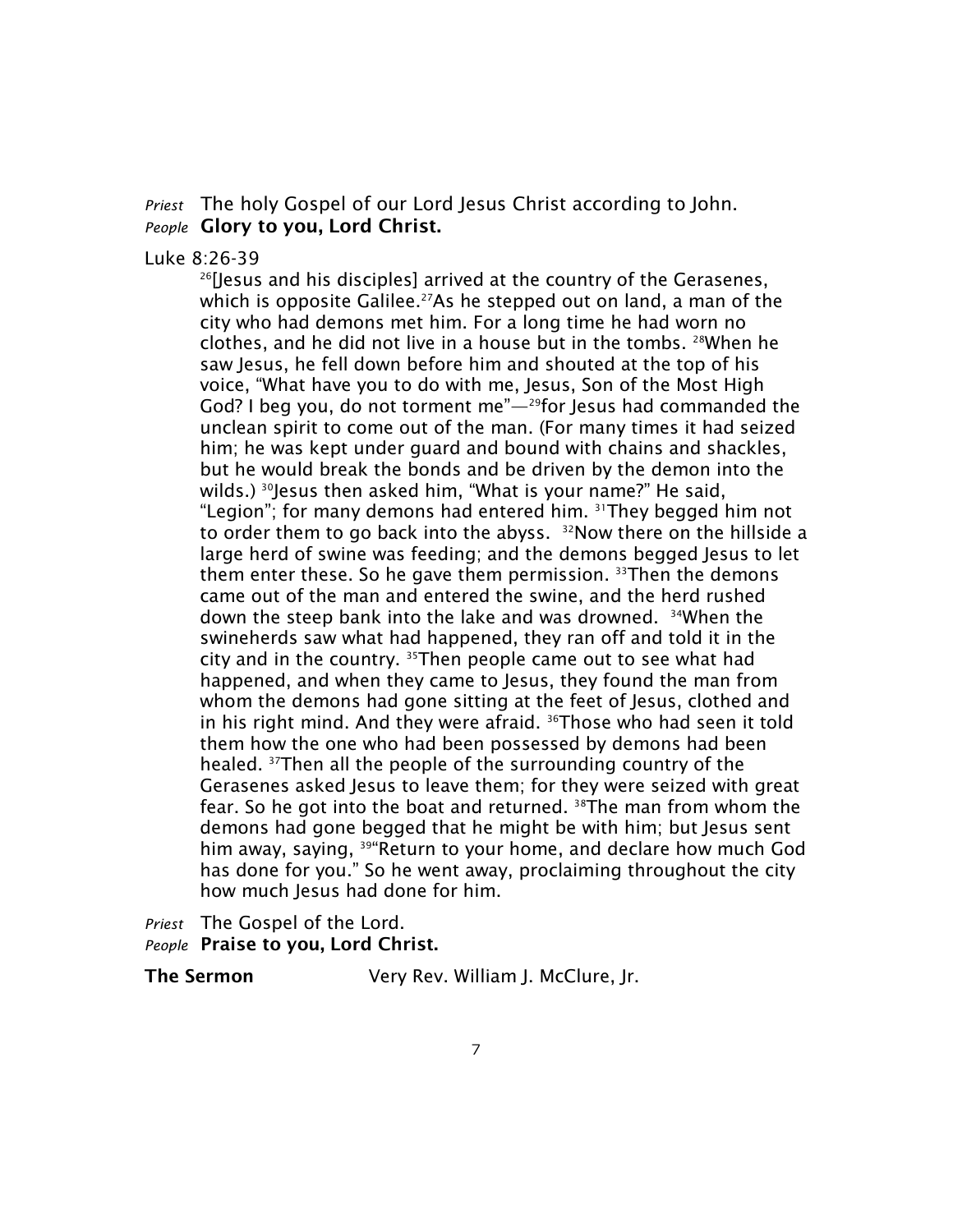*Priest* The holy Gospel of our Lord Jesus Christ according to John.
*People* **Glory to you, Lord Christ.**

Luke 8:26-39

[26][Jesus and his disciples] arrived at the country of the Gerasenes, which is opposite Galilee.[27]As he stepped out on land, a man of the city who had demons met him. For a long time he had worn no clothes, and he did not live in a house but in the tombs. [28]When he saw Jesus, he fell down before him and shouted at the top of his voice, "What have you to do with me, Jesus, Son of the Most High God? I beg you, do not torment me"—[29]for Jesus had commanded the unclean spirit to come out of the man. (For many times it had seized him; he was kept under guard and bound with chains and shackles, but he would break the bonds and be driven by the demon into the wilds.) [30]Jesus then asked him, "What is your name?" He said, "Legion"; for many demons had entered him. [31]They begged him not to order them to go back into the abyss. [32]Now there on the hillside a large herd of swine was feeding; and the demons begged Jesus to let them enter these. So he gave them permission. [33]Then the demons came out of the man and entered the swine, and the herd rushed down the steep bank into the lake and was drowned. [34]When the swineherds saw what had happened, they ran off and told it in the city and in the country. [35]Then people came out to see what had happened, and when they came to Jesus, they found the man from whom the demons had gone sitting at the feet of Jesus, clothed and in his right mind. And they were afraid. [36]Those who had seen it told them how the one who had been possessed by demons had been healed. [37]Then all the people of the surrounding country of the Gerasenes asked Jesus to leave them; for they were seized with great fear. So he got into the boat and returned. [38]The man from whom the demons had gone begged that he might be with him; but Jesus sent him away, saying, [39]"Return to your home, and declare how much God has done for you." So he went away, proclaiming throughout the city how much Jesus had done for him.

*Priest* The Gospel of the Lord.
*People* **Praise to you, Lord Christ.**

**The Sermon** Very Rev. William J. McClure, Jr.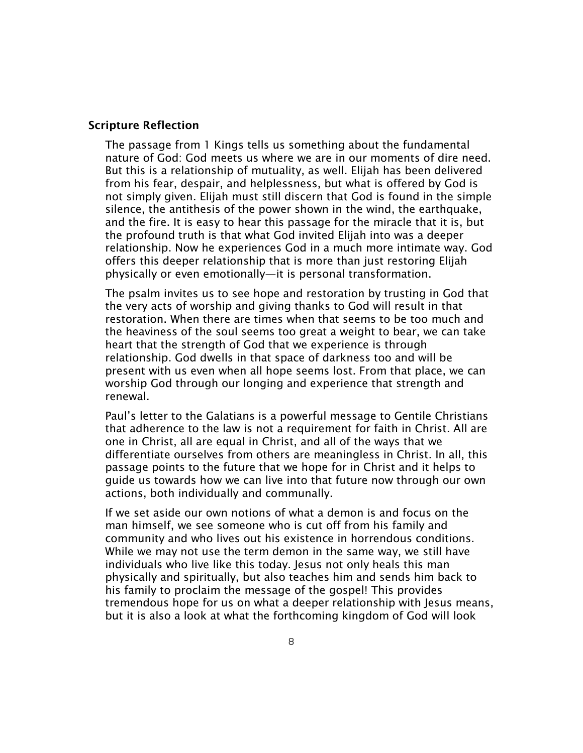### Scripture Reflection

The passage from 1 Kings tells us something about the fundamental nature of God: God meets us where we are in our moments of dire need. But this is a relationship of mutuality, as well. Elijah has been delivered from his fear, despair, and helplessness, but what is offered by God is not simply given. Elijah must still discern that God is found in the simple silence, the antithesis of the power shown in the wind, the earthquake, and the fire. It is easy to hear this passage for the miracle that it is, but the profound truth is that what God invited Elijah into was a deeper relationship. Now he experiences God in a much more intimate way. God offers this deeper relationship that is more than just restoring Elijah physically or even emotionally—it is personal transformation.

The psalm invites us to see hope and restoration by trusting in God that the very acts of worship and giving thanks to God will result in that restoration. When there are times when that seems to be too much and the heaviness of the soul seems too great a weight to bear, we can take heart that the strength of God that we experience is through relationship. God dwells in that space of darkness too and will be present with us even when all hope seems lost. From that place, we can worship God through our longing and experience that strength and renewal.

Paul's letter to the Galatians is a powerful message to Gentile Christians that adherence to the law is not a requirement for faith in Christ. All are one in Christ, all are equal in Christ, and all of the ways that we differentiate ourselves from others are meaningless in Christ. In all, this passage points to the future that we hope for in Christ and it helps to guide us towards how we can live into that future now through our own actions, both individually and communally.

If we set aside our own notions of what a demon is and focus on the man himself, we see someone who is cut off from his family and community and who lives out his existence in horrendous conditions. While we may not use the term demon in the same way, we still have individuals who live like this today. Jesus not only heals this man physically and spiritually, but also teaches him and sends him back to his family to proclaim the message of the gospel! This provides tremendous hope for us on what a deeper relationship with Jesus means, but it is also a look at what the forthcoming kingdom of God will look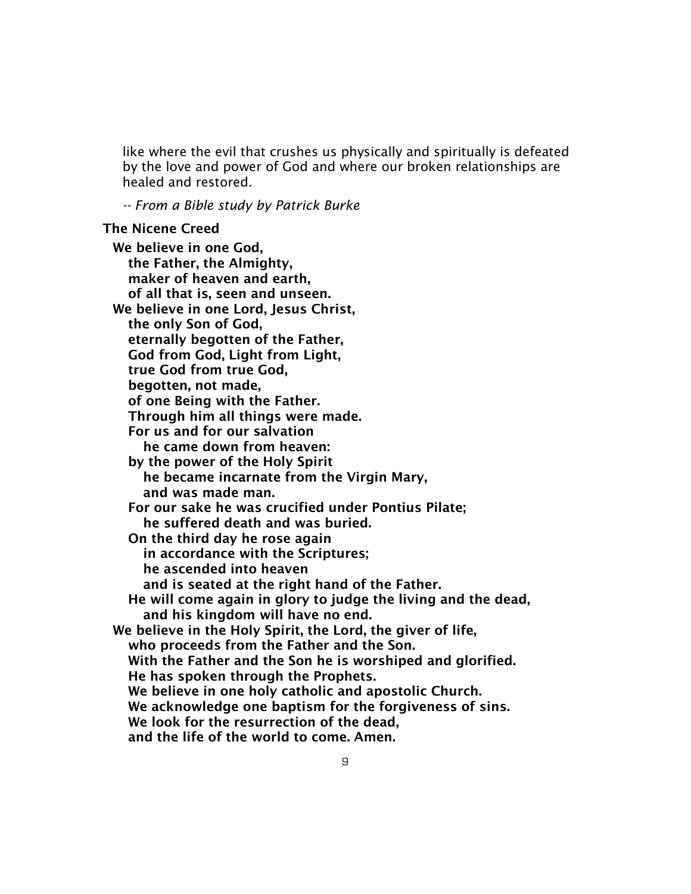like where the evil that crushes us physically and spiritually is defeated by the love and power of God and where our broken relationships are healed and restored.

*-- From a Bible study by Patrick Burke*

**The Nicene Creed**

**We believe in one God,**
**the Father, the Almighty,**
**maker of heaven and earth,**
**of all that is, seen and unseen.**
**We believe in one Lord, Jesus Christ,**
**the only Son of God,**
**eternally begotten of the Father,**
**God from God, Light from Light,**
**true God from true God,**
**begotten, not made,**
**of one Being with the Father.**
**Through him all things were made.**
**For us and for our salvation**
**he came down from heaven:**
**by the power of the Holy Spirit**
**he became incarnate from the Virgin Mary,**
**and was made man.**
**For our sake he was crucified under Pontius Pilate;**
**he suffered death and was buried.**
**On the third day he rose again**
**in accordance with the Scriptures;**
**he ascended into heaven**
**and is seated at the right hand of the Father.**
**He will come again in glory to judge the living and the dead,**
**and his kingdom will have no end.**
**We believe in the Holy Spirit, the Lord, the giver of life,**
**who proceeds from the Father and the Son.**
**With the Father and the Son he is worshiped and glorified.**
**He has spoken through the Prophets.**
**We believe in one holy catholic and apostolic Church.**
**We acknowledge one baptism for the forgiveness of sins.**
**We look for the resurrection of the dead,**
**and the life of the world to come. Amen.**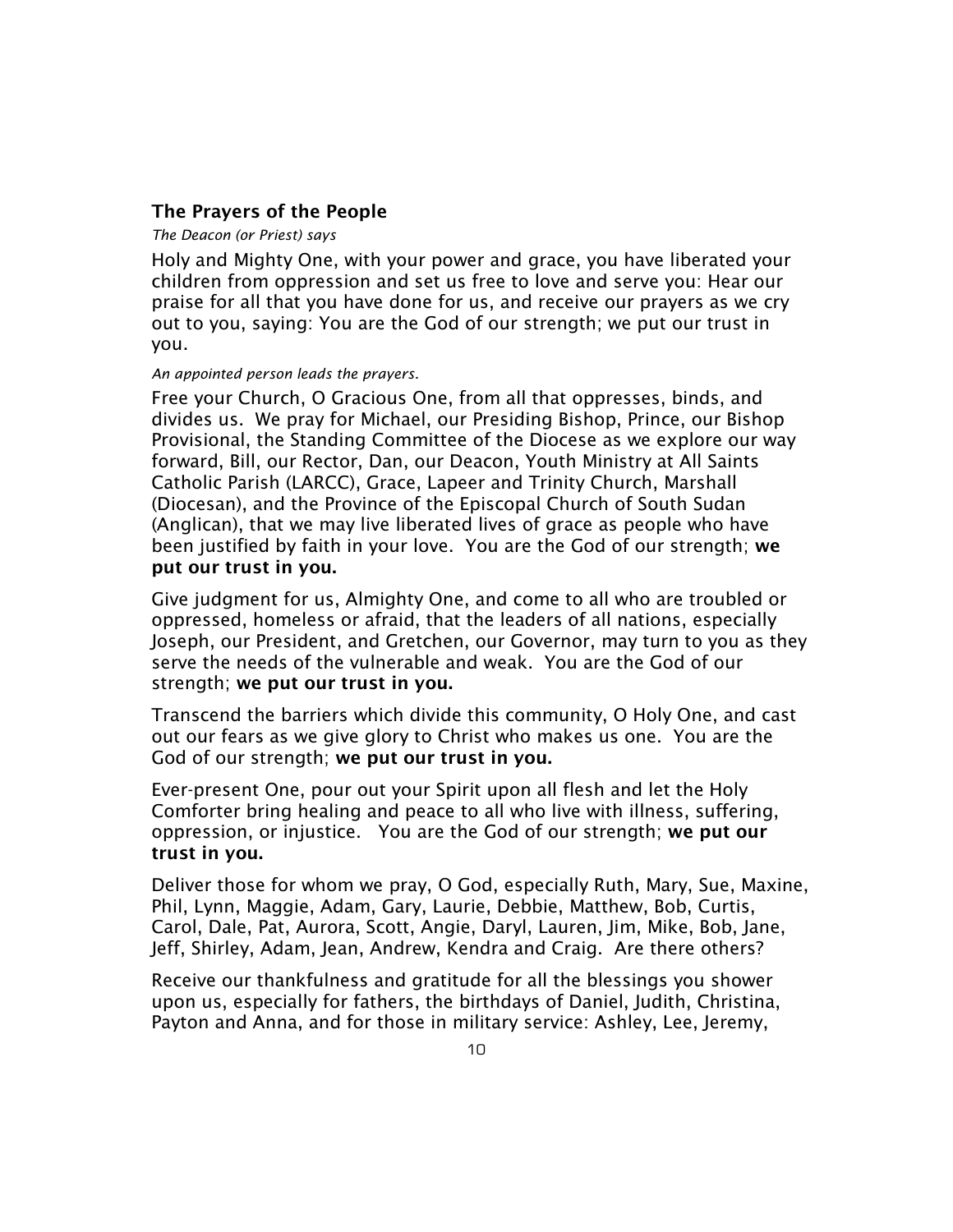### The Prayers of the People

*The Deacon (or Priest) says*

Holy and Mighty One, with your power and grace, you have liberated your children from oppression and set us free to love and serve you: Hear our praise for all that you have done for us, and receive our prayers as we cry out to you, saying: You are the God of our strength; we put our trust in you.

*An appointed person leads the prayers.*

Free your Church, O Gracious One, from all that oppresses, binds, and divides us. We pray for Michael, our Presiding Bishop, Prince, our Bishop Provisional, the Standing Committee of the Diocese as we explore our way forward, Bill, our Rector, Dan, our Deacon, Youth Ministry at All Saints Catholic Parish (LARCC), Grace, Lapeer and Trinity Church, Marshall (Diocesan), and the Province of the Episcopal Church of South Sudan (Anglican), that we may live liberated lives of grace as people who have been justified by faith in your love. You are the God of our strength; **we put our trust in you.**

Give judgment for us, Almighty One, and come to all who are troubled or oppressed, homeless or afraid, that the leaders of all nations, especially Joseph, our President, and Gretchen, our Governor, may turn to you as they serve the needs of the vulnerable and weak. You are the God of our strength; **we put our trust in you.**

Transcend the barriers which divide this community, O Holy One, and cast out our fears as we give glory to Christ who makes us one. You are the God of our strength; **we put our trust in you.**

Ever-present One, pour out your Spirit upon all flesh and let the Holy Comforter bring healing and peace to all who live with illness, suffering, oppression, or injustice. You are the God of our strength; **we put our trust in you.**

Deliver those for whom we pray, O God, especially Ruth, Mary, Sue, Maxine, Phil, Lynn, Maggie, Adam, Gary, Laurie, Debbie, Matthew, Bob, Curtis, Carol, Dale, Pat, Aurora, Scott, Angie, Daryl, Lauren, Jim, Mike, Bob, Jane, Jeff, Shirley, Adam, Jean, Andrew, Kendra and Craig. Are there others?

Receive our thankfulness and gratitude for all the blessings you shower upon us, especially for fathers, the birthdays of Daniel, Judith, Christina, Payton and Anna, and for those in military service: Ashley, Lee, Jeremy,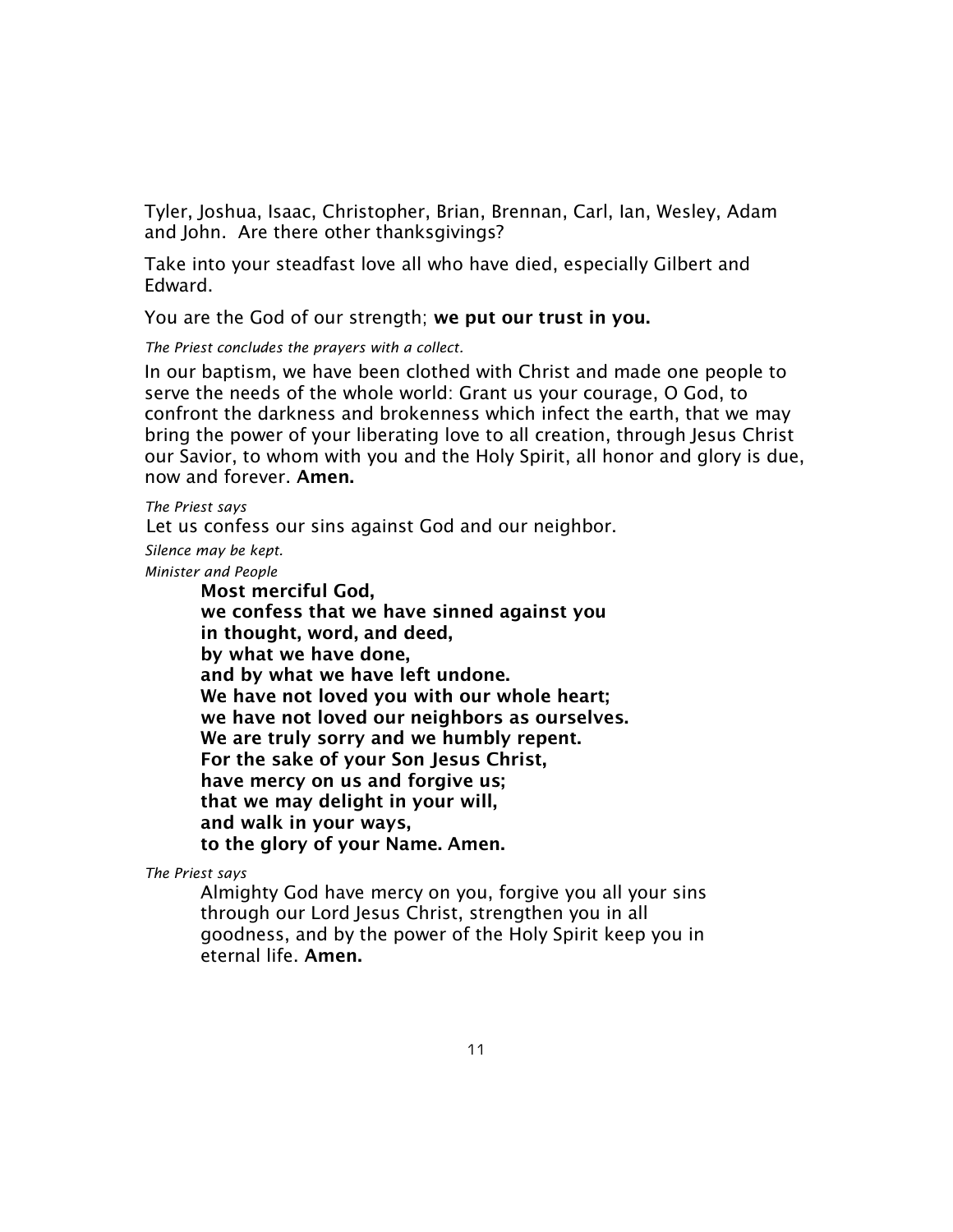Tyler, Joshua, Isaac, Christopher, Brian, Brennan, Carl, Ian, Wesley, Adam and John. Are there other thanksgivings?

Take into your steadfast love all who have died, especially Gilbert and Edward.

You are the God of our strength; **we put our trust in you.**

*The Priest concludes the prayers with a collect.*

In our baptism, we have been clothed with Christ and made one people to serve the needs of the whole world: Grant us your courage, O God, to confront the darkness and brokenness which infect the earth, that we may bring the power of your liberating love to all creation, through Jesus Christ our Savior, to whom with you and the Holy Spirit, all honor and glory is due, now and forever. **Amen.**

*The Priest says*

Let us confess our sins against God and our neighbor.

*Silence may be kept.*

*Minister and People*

> **Most merciful God,**
> **we confess that we have sinned against you**
> **in thought, word, and deed,**
> **by what we have done,**
> **and by what we have left undone.**
> **We have not loved you with our whole heart;**
> **we have not loved our neighbors as ourselves.**
> **We are truly sorry and we humbly repent.**
> **For the sake of your Son Jesus Christ,**
> **have mercy on us and forgive us;**
> **that we may delight in your will,**
> **and walk in your ways,**
> **to the glory of your Name. Amen.**

*The Priest says*

> Almighty God have mercy on you, forgive you all your sins through our Lord Jesus Christ, strengthen you in all goodness, and by the power of the Holy Spirit keep you in eternal life. **Amen.**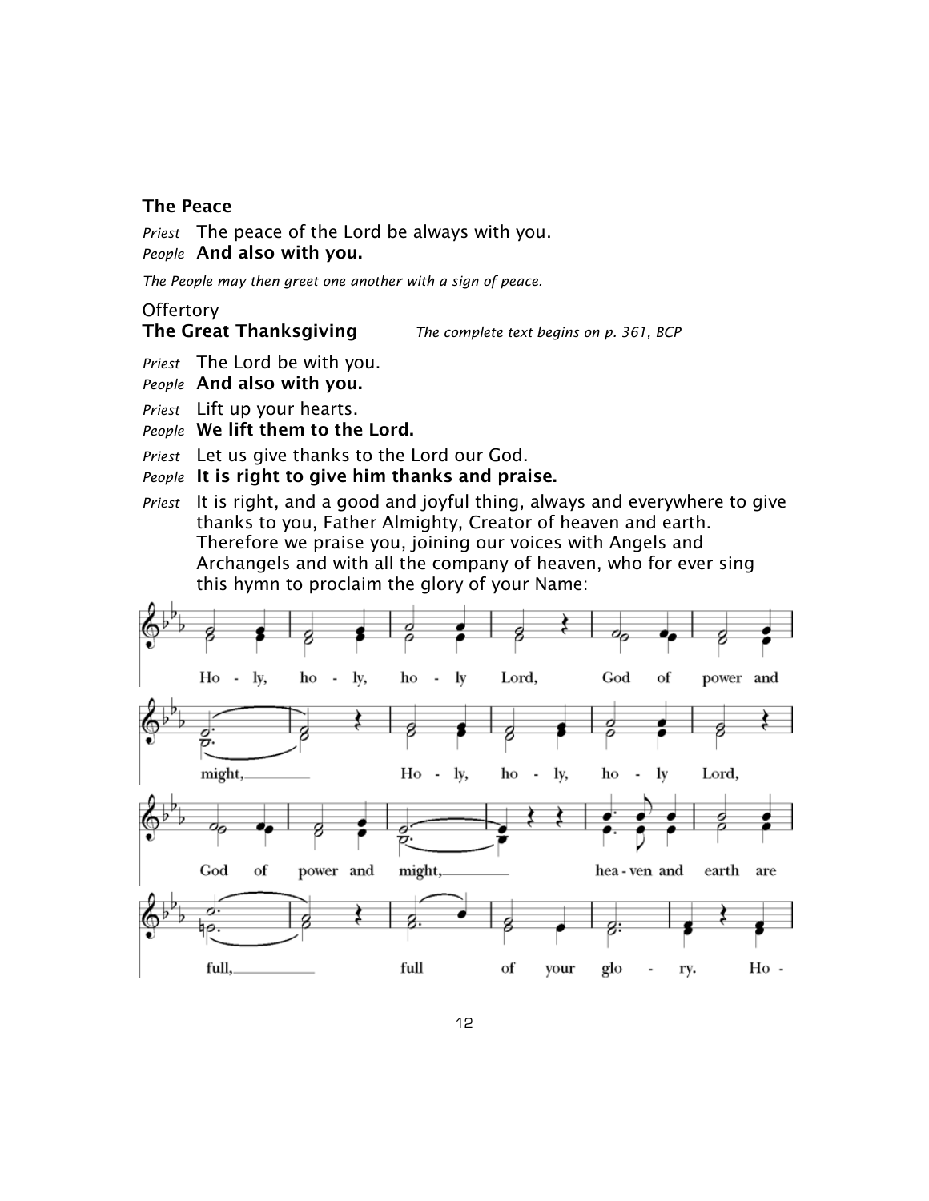**The Peace**

*Priest* The peace of the Lord be always with you.
*People* **And also with you.**

*The People may then greet one another with a sign of peace.*

Offertory
**The Great Thanksgiving** *The complete text begins on p. 361, BCP*

*Priest* The Lord be with you.
*People* **And also with you.**
*Priest* Lift up your hearts.
*People* **We lift them to the Lord.**
*Priest* Let us give thanks to the Lord our God.
*People* **It is right to give him thanks and praise.**
*Priest* It is right, and a good and joyful thing, always and everywhere to give thanks to you, Father Almighty, Creator of heaven and earth. Therefore we praise you, joining our voices with Angels and Archangels and with all the company of heaven, who for ever sing this hymn to proclaim the glory of your Name:

Ho - ly, ho - ly, ho - ly Lord, God of power and might, Ho - ly, ho - ly, ho - ly Lord, God of power and might, hea - ven and earth are full, full of your glo - ry. Ho -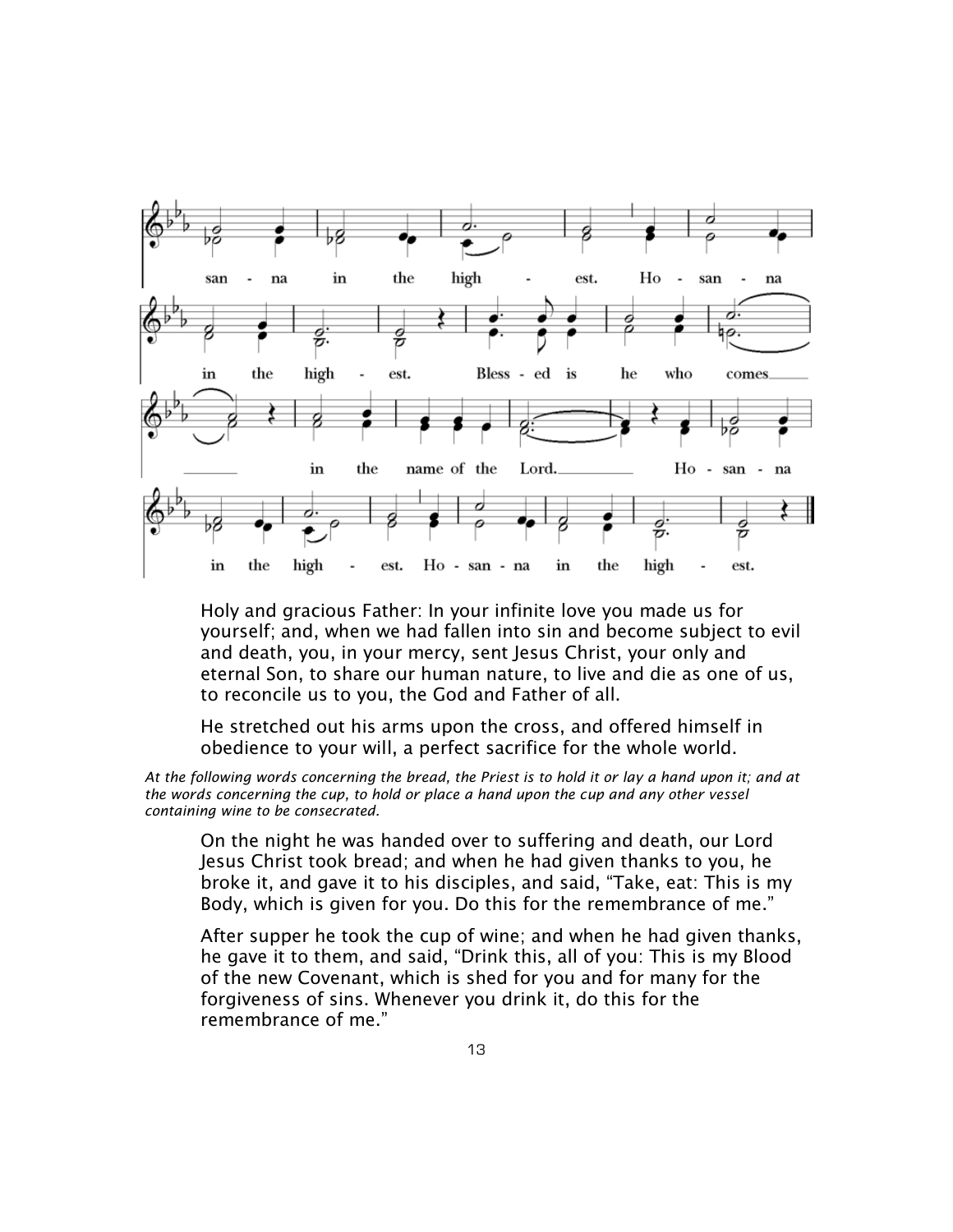san - na in the high - est. Ho - san - na

in the high - est. Bless - ed is he who comes

in the name of the Lord. Ho - san - na

in the high - est. Ho - san - na in the high - est.

Holy and gracious Father: In your infinite love you made us for yourself; and, when we had fallen into sin and become subject to evil and death, you, in your mercy, sent Jesus Christ, your only and eternal Son, to share our human nature, to live and die as one of us, to reconcile us to you, the God and Father of all.

He stretched out his arms upon the cross, and offered himself in obedience to your will, a perfect sacrifice for the whole world.

*At the following words concerning the bread, the Priest is to hold it or lay a hand upon it; and at the words concerning the cup, to hold or place a hand upon the cup and any other vessel containing wine to be consecrated.*

On the night he was handed over to suffering and death, our Lord Jesus Christ took bread; and when he had given thanks to you, he broke it, and gave it to his disciples, and said, "Take, eat: This is my Body, which is given for you. Do this for the remembrance of me."

After supper he took the cup of wine; and when he had given thanks, he gave it to them, and said, "Drink this, all of you: This is my Blood of the new Covenant, which is shed for you and for many for the forgiveness of sins. Whenever you drink it, do this for the remembrance of me."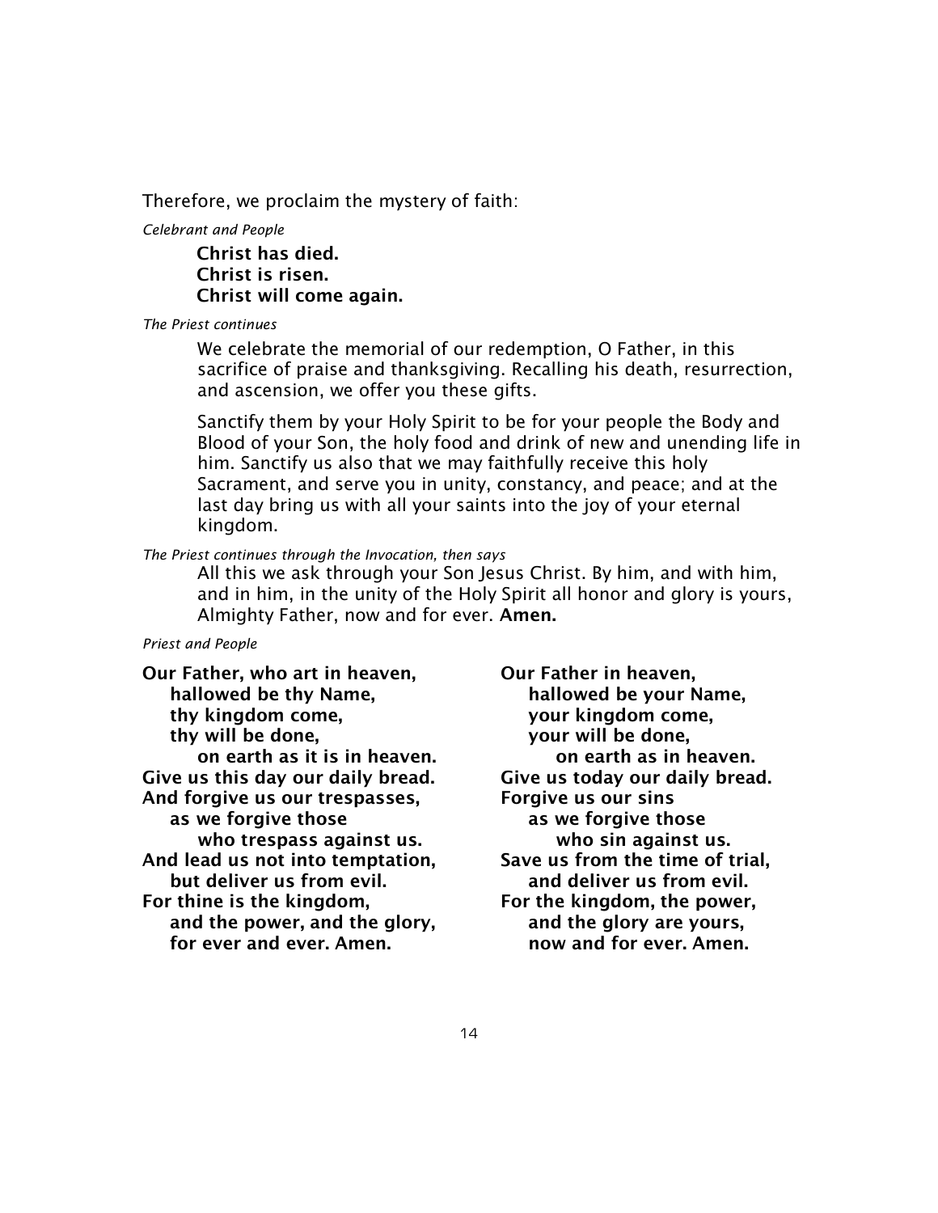Therefore, we proclaim the mystery of faith:

*Celebrant and People*

> **Christ has died.**
> **Christ is risen.**
> **Christ will come again.**

*The Priest continues*

> We celebrate the memorial of our redemption, O Father, in this sacrifice of praise and thanksgiving. Recalling his death, resurrection, and ascension, we offer you these gifts.
>
> Sanctify them by your Holy Spirit to be for your people the Body and Blood of your Son, the holy food and drink of new and unending life in him. Sanctify us also that we may faithfully receive this holy Sacrament, and serve you in unity, constancy, and peace; and at the last day bring us with all your saints into the joy of your eternal kingdom.

*The Priest continues through the Invocation, then says*

> All this we ask through your Son Jesus Christ. By him, and with him, and in him, in the unity of the Holy Spirit all honor and glory is yours, Almighty Father, now and for ever. **Amen.**

*Priest and People*

**Our Father, who art in heaven,**
**hallowed be thy Name,**
**thy kingdom come,**
**thy will be done,**
**on earth as it is in heaven.**
**Give us this day our daily bread.**
**And forgive us our trespasses,**
**as we forgive those**
**who trespass against us.**
**And lead us not into temptation,**
**but deliver us from evil.**
**For thine is the kingdom,**
**and the power, and the glory,**
**for ever and ever. Amen.**

**Our Father in heaven,**
**hallowed be your Name,**
**your kingdom come,**
**your will be done,**
**on earth as in heaven.**
**Give us today our daily bread.**
**Forgive us our sins**
**as we forgive those**
**who sin against us.**
**Save us from the time of trial,**
**and deliver us from evil.**
**For the kingdom, the power,**
**and the glory are yours,**
**now and for ever. Amen.**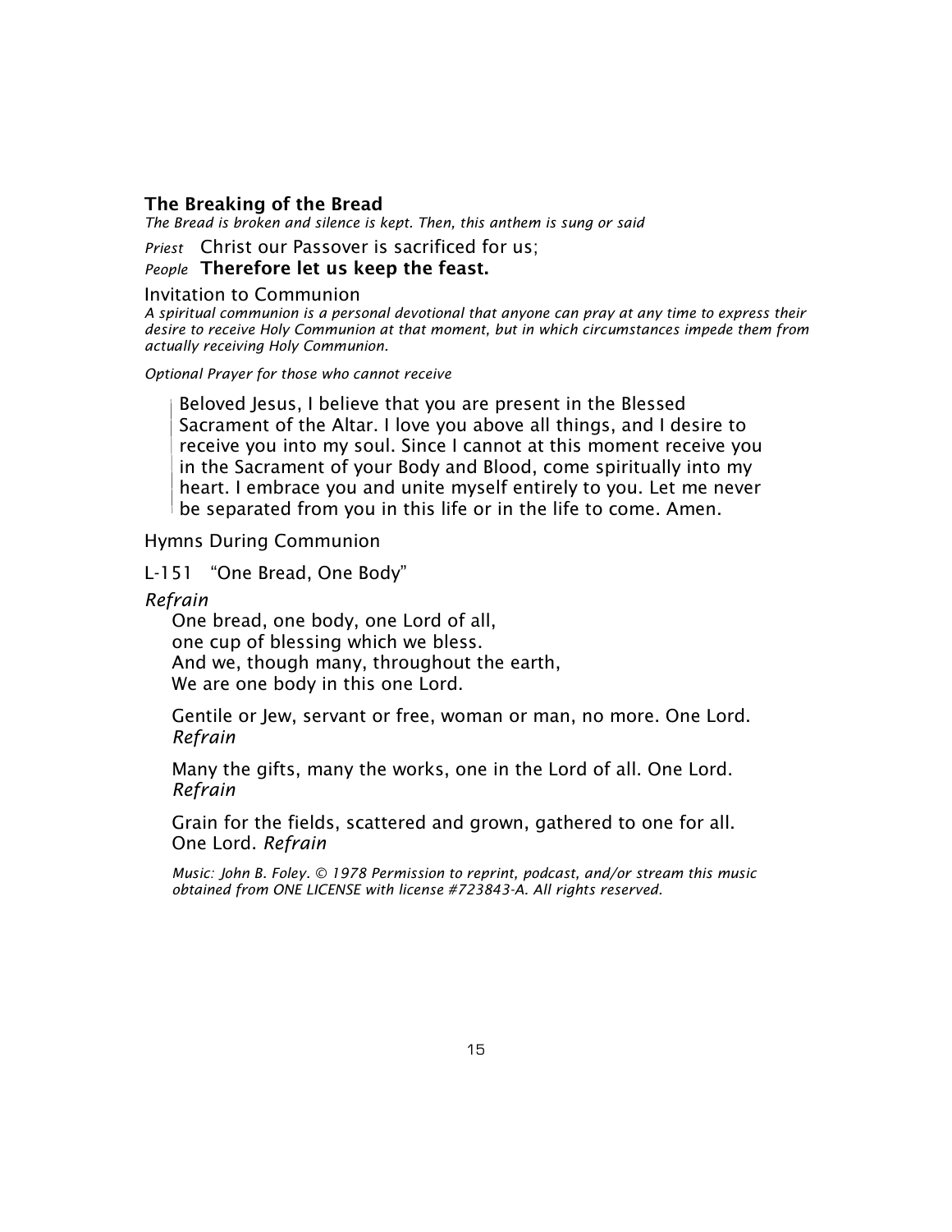### The Breaking of the Bread

*The Bread is broken and silence is kept. Then, this anthem is sung or said*

*Priest* Christ our Passover is sacrificed for us;

*People* **Therefore let us keep the feast.**

Invitation to Communion

*A spiritual communion is a personal devotional that anyone can pray at any time to express their desire to receive Holy Communion at that moment, but in which circumstances impede them from actually receiving Holy Communion.*

*Optional Prayer for those who cannot receive*

> Beloved Jesus, I believe that you are present in the Blessed Sacrament of the Altar. I love you above all things, and I desire to receive you into my soul. Since I cannot at this moment receive you in the Sacrament of your Body and Blood, come spiritually into my heart. I embrace you and unite myself entirely to you. Let me never be separated from you in this life or in the life to come. Amen.

Hymns During Communion

L-151 "One Bread, One Body"

*Refrain*

One bread, one body, one Lord of all,
one cup of blessing which we bless.
And we, though many, throughout the earth,
We are one body in this one Lord.

Gentile or Jew, servant or free, woman or man, no more. One Lord. *Refrain*

Many the gifts, many the works, one in the Lord of all. One Lord. *Refrain*

Grain for the fields, scattered and grown, gathered to one for all. One Lord. *Refrain*

*Music: John B. Foley. © 1978 Permission to reprint, podcast, and/or stream this music obtained from ONE LICENSE with license #723843-A. All rights reserved.*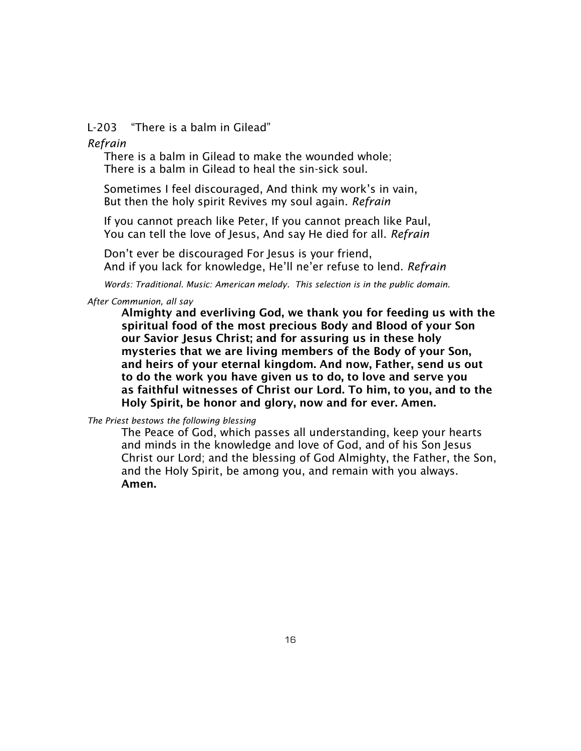L-203 "There is a balm in Gilead"

*Refrain*

There is a balm in Gilead to make the wounded whole;
There is a balm in Gilead to heal the sin-sick soul.

Sometimes I feel discouraged, And think my work's in vain,
But then the holy spirit Revives my soul again. *Refrain*

If you cannot preach like Peter, If you cannot preach like Paul,
You can tell the love of Jesus, And say He died for all. *Refrain*

Don't ever be discouraged For Jesus is your friend,
And if you lack for knowledge, He'll ne'er refuse to lend. *Refrain*

*Words: Traditional. Music: American melody. This selection is in the public domain.*

*After Communion, all say*

**Almighty and everliving God, we thank you for feeding us with the spiritual food of the most precious Body and Blood of your Son our Savior Jesus Christ; and for assuring us in these holy mysteries that we are living members of the Body of your Son, and heirs of your eternal kingdom. And now, Father, send us out to do the work you have given us to do, to love and serve you as faithful witnesses of Christ our Lord. To him, to you, and to the Holy Spirit, be honor and glory, now and for ever. Amen.**

*The Priest bestows the following blessing*

The Peace of God, which passes all understanding, keep your hearts and minds in the knowledge and love of God, and of his Son Jesus Christ our Lord; and the blessing of God Almighty, the Father, the Son, and the Holy Spirit, be among you, and remain with you always.
**Amen.**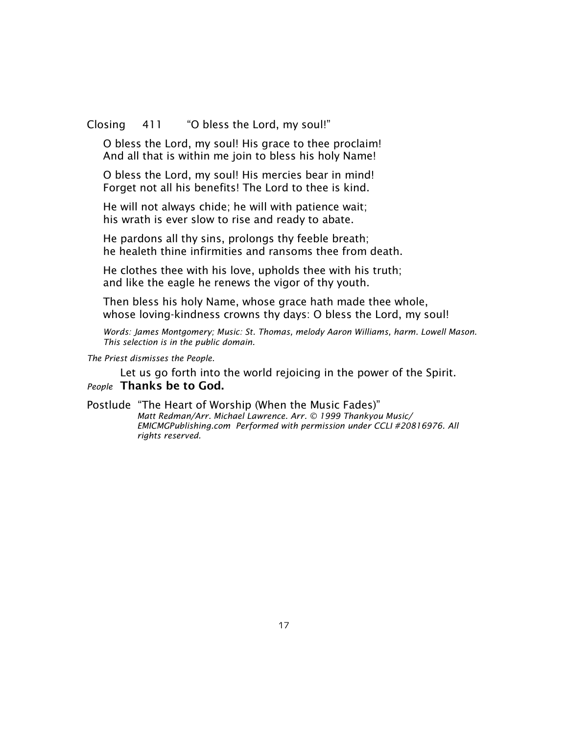Closing 411 "O bless the Lord, my soul!"

O bless the Lord, my soul! His grace to thee proclaim!
And all that is within me join to bless his holy Name!

O bless the Lord, my soul! His mercies bear in mind!
Forget not all his benefits! The Lord to thee is kind.

He will not always chide; he will with patience wait;
his wrath is ever slow to rise and ready to abate.

He pardons all thy sins, prolongs thy feeble breath;
he healeth thine infirmities and ransoms thee from death.

He clothes thee with his love, upholds thee with his truth;
and like the eagle he renews the vigor of thy youth.

Then bless his holy Name, whose grace hath made thee whole,
whose loving-kindness crowns thy days: O bless the Lord, my soul!

*Words: James Montgomery; Music: St. Thomas, melody Aaron Williams, harm. Lowell Mason. This selection is in the public domain.*

*The Priest dismisses the People.*

Let us go forth into the world rejoicing in the power of the Spirit.

*People* **Thanks be to God.**

Postlude "The Heart of Worship (When the Music Fades)"
*Matt Redman/Arr. Michael Lawrence. Arr. © 1999 Thankyou Music/ EMICMGPublishing.com Performed with permission under CCLI #20816976. All rights reserved.*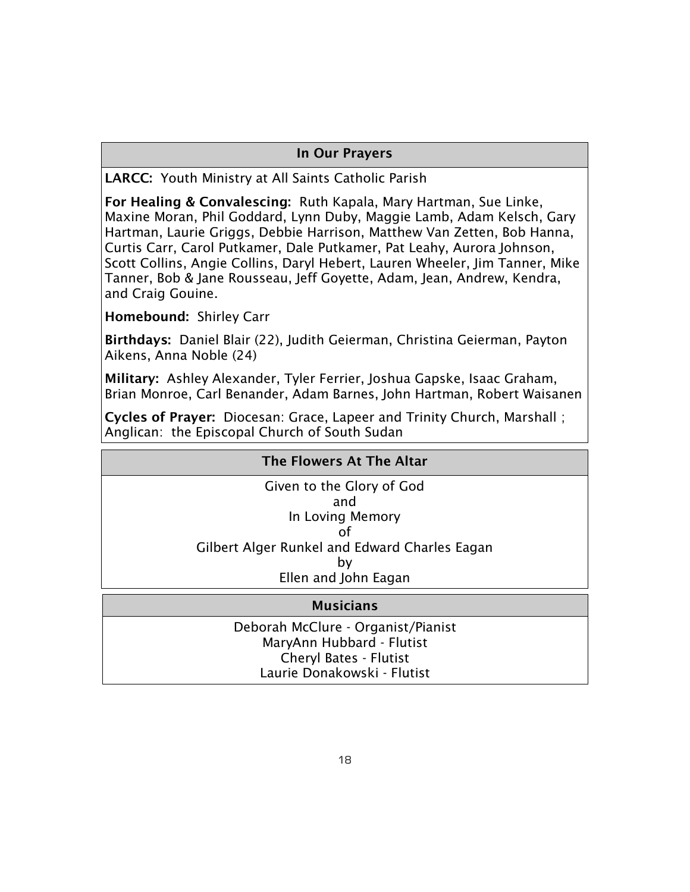## In Our Prayers

**LARCC:** Youth Ministry at All Saints Catholic Parish

**For Healing & Convalescing:** Ruth Kapala, Mary Hartman, Sue Linke, Maxine Moran, Phil Goddard, Lynn Duby, Maggie Lamb, Adam Kelsch, Gary Hartman, Laurie Griggs, Debbie Harrison, Matthew Van Zetten, Bob Hanna, Curtis Carr, Carol Putkamer, Dale Putkamer, Pat Leahy, Aurora Johnson, Scott Collins, Angie Collins, Daryl Hebert, Lauren Wheeler, Jim Tanner, Mike Tanner, Bob & Jane Rousseau, Jeff Goyette, Adam, Jean, Andrew, Kendra, and Craig Gouine.

**Homebound:** Shirley Carr

**Birthdays:** Daniel Blair (22), Judith Geierman, Christina Geierman, Payton Aikens, Anna Noble (24)

**Military:** Ashley Alexander, Tyler Ferrier, Joshua Gapske, Isaac Graham, Brian Monroe, Carl Benander, Adam Barnes, John Hartman, Robert Waisanen

**Cycles of Prayer:** Diocesan: Grace, Lapeer and Trinity Church, Marshall ; Anglican: the Episcopal Church of South Sudan

## The Flowers At The Altar

Given to the Glory of God
and
In Loving Memory
of
Gilbert Alger Runkel and Edward Charles Eagan
by
Ellen and John Eagan

## Musicians

Deborah McClure - Organist/Pianist
MaryAnn Hubbard - Flutist
Cheryl Bates - Flutist
Laurie Donakowski - Flutist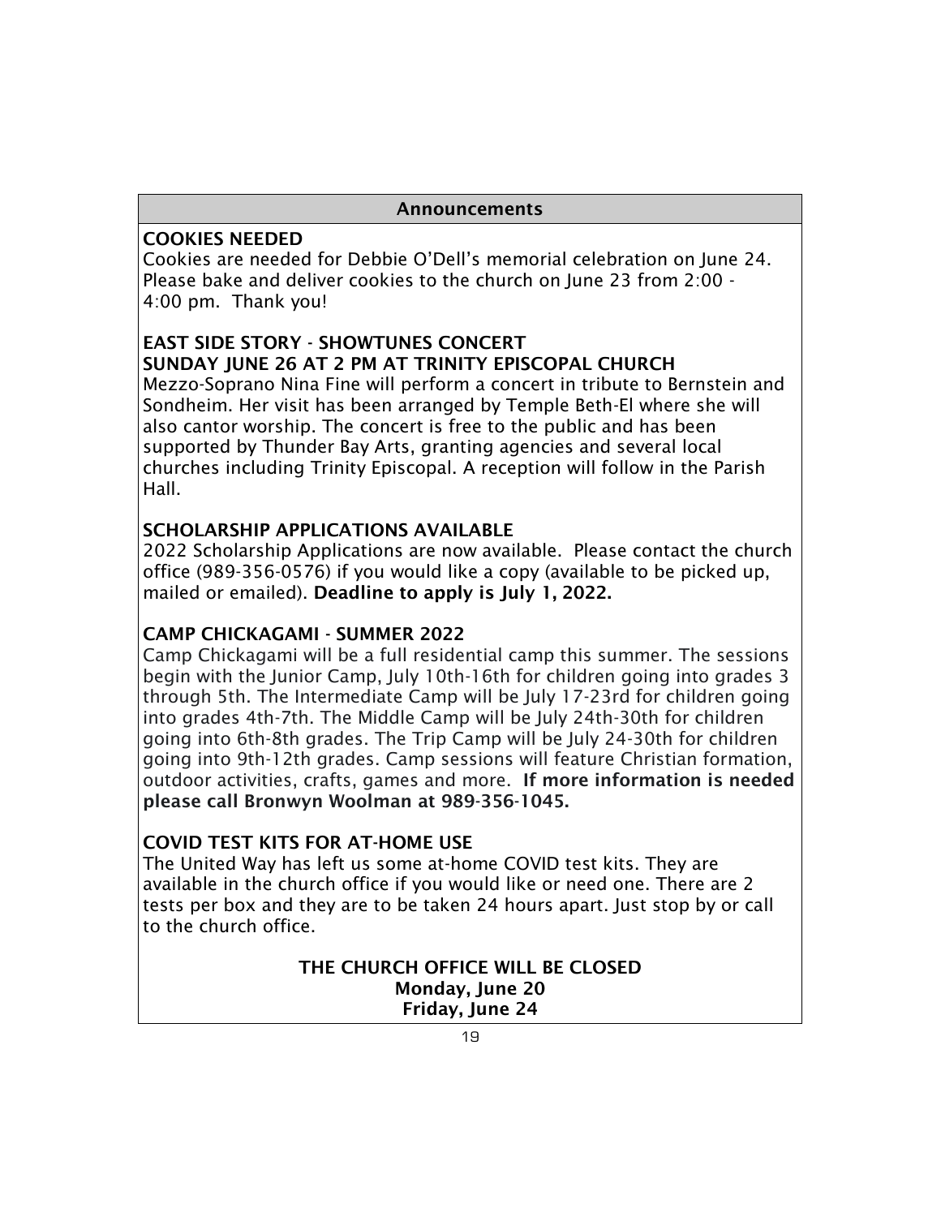## Announcements

### COOKIES NEEDED

Cookies are needed for Debbie O'Dell's memorial celebration on June 24. Please bake and deliver cookies to the church on June 23 from 2:00 - 4:00 pm. Thank you!

### EAST SIDE STORY - SHOWTUNES CONCERT
### SUNDAY JUNE 26 AT 2 PM AT TRINITY EPISCOPAL CHURCH

Mezzo-Soprano Nina Fine will perform a concert in tribute to Bernstein and Sondheim. Her visit has been arranged by Temple Beth-El where she will also cantor worship. The concert is free to the public and has been supported by Thunder Bay Arts, granting agencies and several local churches including Trinity Episcopal. A reception will follow in the Parish Hall.

### SCHOLARSHIP APPLICATIONS AVAILABLE

2022 Scholarship Applications are now available. Please contact the church office (989-356-0576) if you would like a copy (available to be picked up, mailed or emailed). **Deadline to apply is July 1, 2022.**

### CAMP CHICKAGAMI - SUMMER 2022

Camp Chickagami will be a full residential camp this summer. The sessions begin with the Junior Camp, July 10th-16th for children going into grades 3 through 5th. The Intermediate Camp will be July 17-23rd for children going into grades 4th-7th. The Middle Camp will be July 24th-30th for children going into 6th-8th grades. The Trip Camp will be July 24-30th for children going into 9th-12th grades. Camp sessions will feature Christian formation, outdoor activities, crafts, games and more. **If more information is needed please call Bronwyn Woolman at 989-356-1045.**

### COVID TEST KITS FOR AT-HOME USE

The United Way has left us some at-home COVID test kits. They are available in the church office if you would like or need one. There are 2 tests per box and they are to be taken 24 hours apart. Just stop by or call to the church office.

**THE CHURCH OFFICE WILL BE CLOSED**
**Monday, June 20**
**Friday, June 24**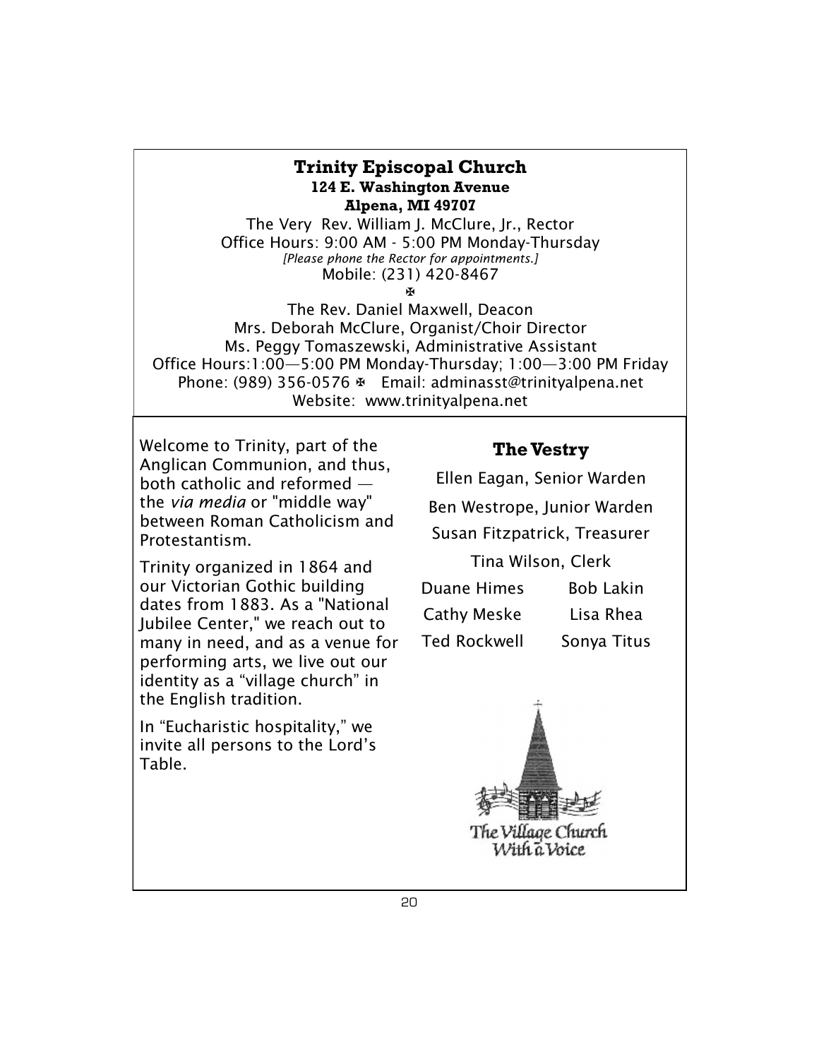## Trinity Episcopal Church

**124 E. Washington Avenue**
**Alpena, MI 49707**

The Very Rev. William J. McClure, Jr., Rector
Office Hours: 9:00 AM - 5:00 PM Monday-Thursday
*[Please phone the Rector for appointments.]*
Mobile: (231) 420-8467

✠

The Rev. Daniel Maxwell, Deacon
Mrs. Deborah McClure, Organist/Choir Director
Ms. Peggy Tomaszewski, Administrative Assistant
Office Hours:1:00—5:00 PM Monday-Thursday; 1:00—3:00 PM Friday
Phone: (989) 356-0576 ✠ Email: adminasst@trinityalpena.net
Website: www.trinityalpena.net

Welcome to Trinity, part of the Anglican Communion, and thus, both catholic and reformed — the *via media* or "middle way" between Roman Catholicism and Protestantism.

Trinity organized in 1864 and our Victorian Gothic building dates from 1883. As a "National Jubilee Center," we reach out to many in need, and as a venue for performing arts, we live out our identity as a "village church" in the English tradition.

In "Eucharistic hospitality," we invite all persons to the Lord's Table.

### The Vestry

Ellen Eagan, Senior Warden
Ben Westrope, Junior Warden
Susan Fitzpatrick, Treasurer
Tina Wilson, Clerk

| | |
|---|---|
| Duane Himes | Bob Lakin |
| Cathy Meske | Lisa Rhea |
| Ted Rockwell | Sonya Titus |

The Village Church With a Voice